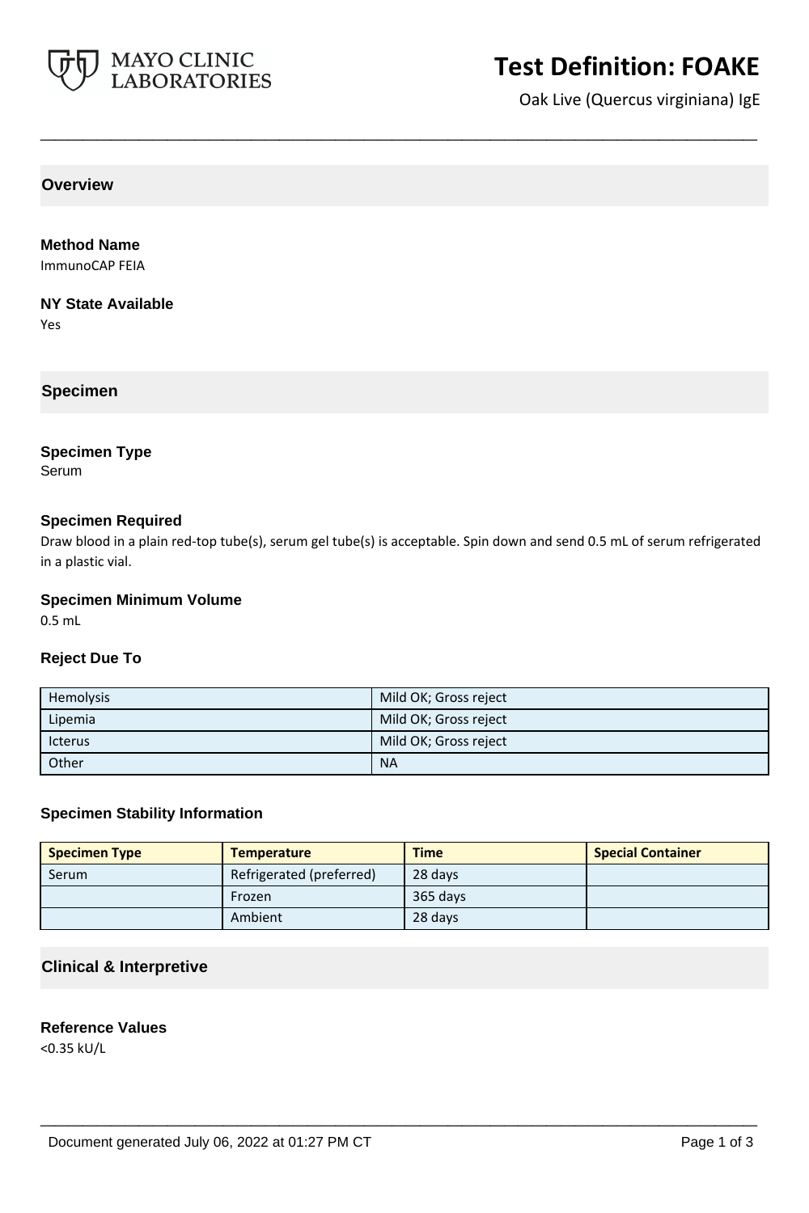MAYO CLINIC LABORATORIES

# Test Definition: FOAKE

Oak Live (Quercus virginiana) IgE

## Overview

### Method Name

ImmunoCAP FEIA

### NY State Available

Yes

## Specimen

### Specimen Type

Serum

### Specimen Required

Draw blood in a plain red-top tube(s), serum gel tube(s) is acceptable. Spin down and send 0.5 mL of serum refrigerated in a plastic vial.

### Specimen Minimum Volume

0.5 mL

### Reject Due To

| | |
|---|---|
| Hemolysis | Mild OK; Gross reject |
| Lipemia | Mild OK; Gross reject |
| Icterus | Mild OK; Gross reject |
| Other | NA |

### Specimen Stability Information

| Specimen Type | Temperature | Time | Special Container |
|---|---|---|---|
| Serum | Refrigerated (preferred) | 28 days | |
| | Frozen | 365 days | |
| | Ambient | 28 days | |

## Clinical & Interpretive

### Reference Values

<0.35 kU/L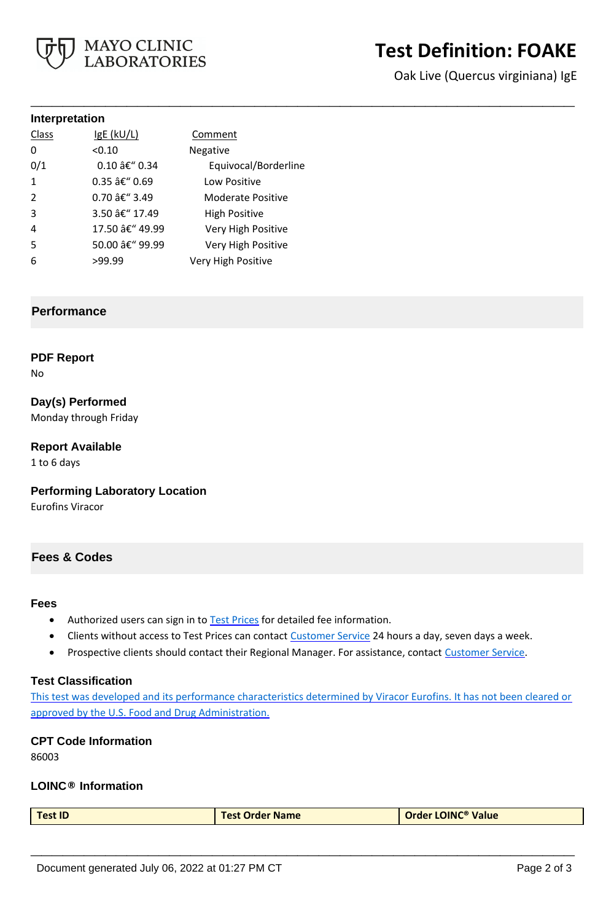### Interpretation

| Class | IgE (kU/L) | Comment |
|---|---|---|
| 0 | <0.10 | Negative |
| 0/1 | 0.10 â€“ 0.34 | Equivocal/Borderline |
| 1 | 0.35 â€“ 0.69 | Low Positive |
| 2 | 0.70 â€“ 3.49 | Moderate Positive |
| 3 | 3.50 â€“ 17.49 | High Positive |
| 4 | 17.50 â€“ 49.99 | Very High Positive |
| 5 | 50.00 â€“ 99.99 | Very High Positive |
| 6 | >99.99 | Very High Positive |

## Performance

### PDF Report
No

### Day(s) Performed
Monday through Friday

### Report Available
1 to 6 days

### Performing Laboratory Location
Eurofins Viracor

## Fees & Codes

### Fees
- Authorized users can sign in to Test Prices for detailed fee information.
- Clients without access to Test Prices can contact Customer Service 24 hours a day, seven days a week.
- Prospective clients should contact their Regional Manager. For assistance, contact Customer Service.

### Test Classification
This test was developed and its performance characteristics determined by Viracor Eurofins. It has not been cleared or approved by the U.S. Food and Drug Administration.

### CPT Code Information
86003

### LOINC® Information

| Test ID | Test Order Name | Order LOINC® Value |
|---|---|---|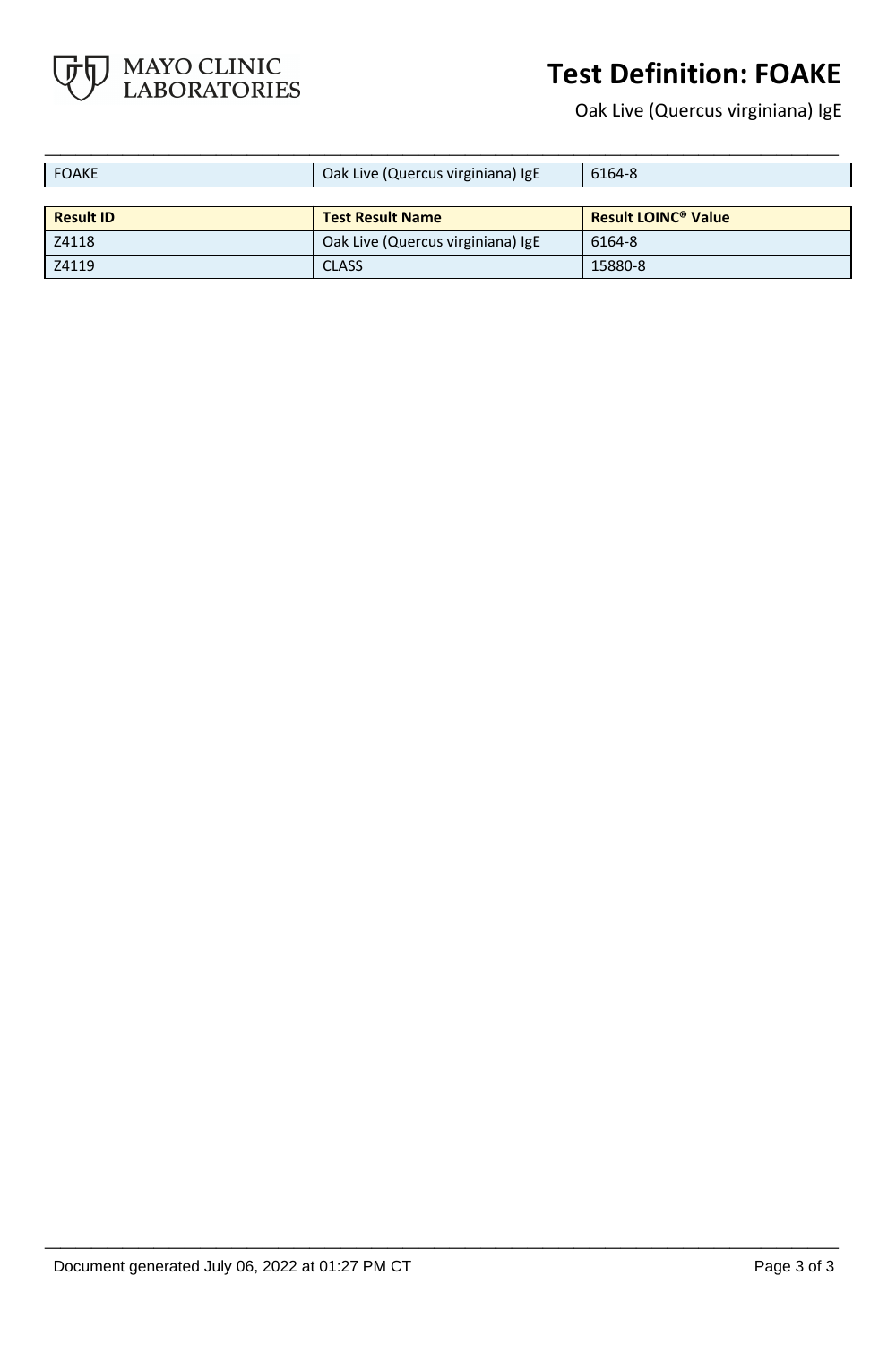| | | |
|---|---|---|
| FOAKE | Oak Live (Quercus virginiana) IgE | 6164-8 |

| Result ID | Test Result Name | Result LOINC® Value |
|---|---|---|
| Z4118 | Oak Live (Quercus virginiana) IgE | 6164-8 |
| Z4119 | CLASS | 15880-8 |